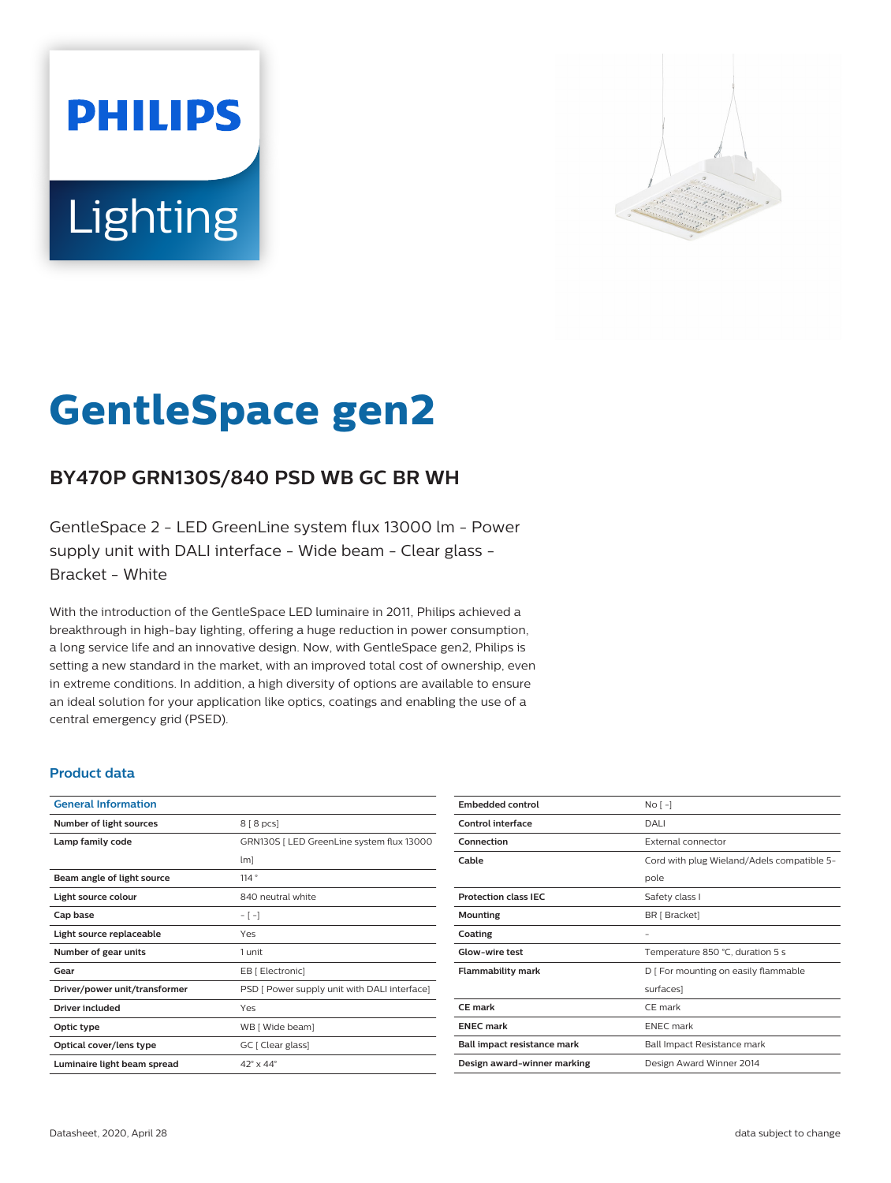# GentleSpace gen2

## BY470P GRN130S/840 PSD WB GC BR WH

GentleSpace 2 - LED GreenLine system flux 13000 lm - Power supply unit with DALI interface - Wide beam - Clear glass - Bracket - White

With the introduction of the GentleSpace LED luminaire in 2011, Philips achieved a breakthrough in high-bay lighting, offering a huge reduction in power consumption, a long service life and an innovative design. Now, with GentleSpace gen2, Philips is setting a new standard in the market, with an improved total cost of ownership, even in extreme conditions. In addition, a high diversity of options are available to ensure an ideal solution for your application like optics, coatings and enabling the use of a central emergency grid (PSED).

### Product data

| General Information | |
|---|---|
| Number of light sources | 8 [ 8 pcs] |
| Lamp family code | GRN130S [ LED GreenLine system flux 13000 lm] |
| Beam angle of light source | 114 ° |
| Light source colour | 840 neutral white |
| Cap base | - [ -] |
| Light source replaceable | Yes |
| Number of gear units | 1 unit |
| Gear | EB [ Electronic] |
| Driver/power unit/transformer | PSD [ Power supply unit with DALI interface] |
| Driver included | Yes |
| Optic type | WB [ Wide beam] |
| Optical cover/lens type | GC [ Clear glass] |
| Luminaire light beam spread | 42° x 44° |

| | |
|---|---|
| Embedded control | No [ -] |
| Control interface | DALI |
| Connection | External connector |
| Cable | Cord with plug Wieland/Adels compatible 5-pole |
| Protection class IEC | Safety class I |
| Mounting | BR [ Bracket] |
| Coating | - |
| Glow-wire test | Temperature 850 °C, duration 5 s |
| Flammability mark | D [ For mounting on easily flammable surfaces] |
| CE mark | CE mark |
| ENEC mark | ENEC mark |
| Ball impact resistance mark | Ball Impact Resistance mark |
| Design award-winner marking | Design Award Winner 2014 |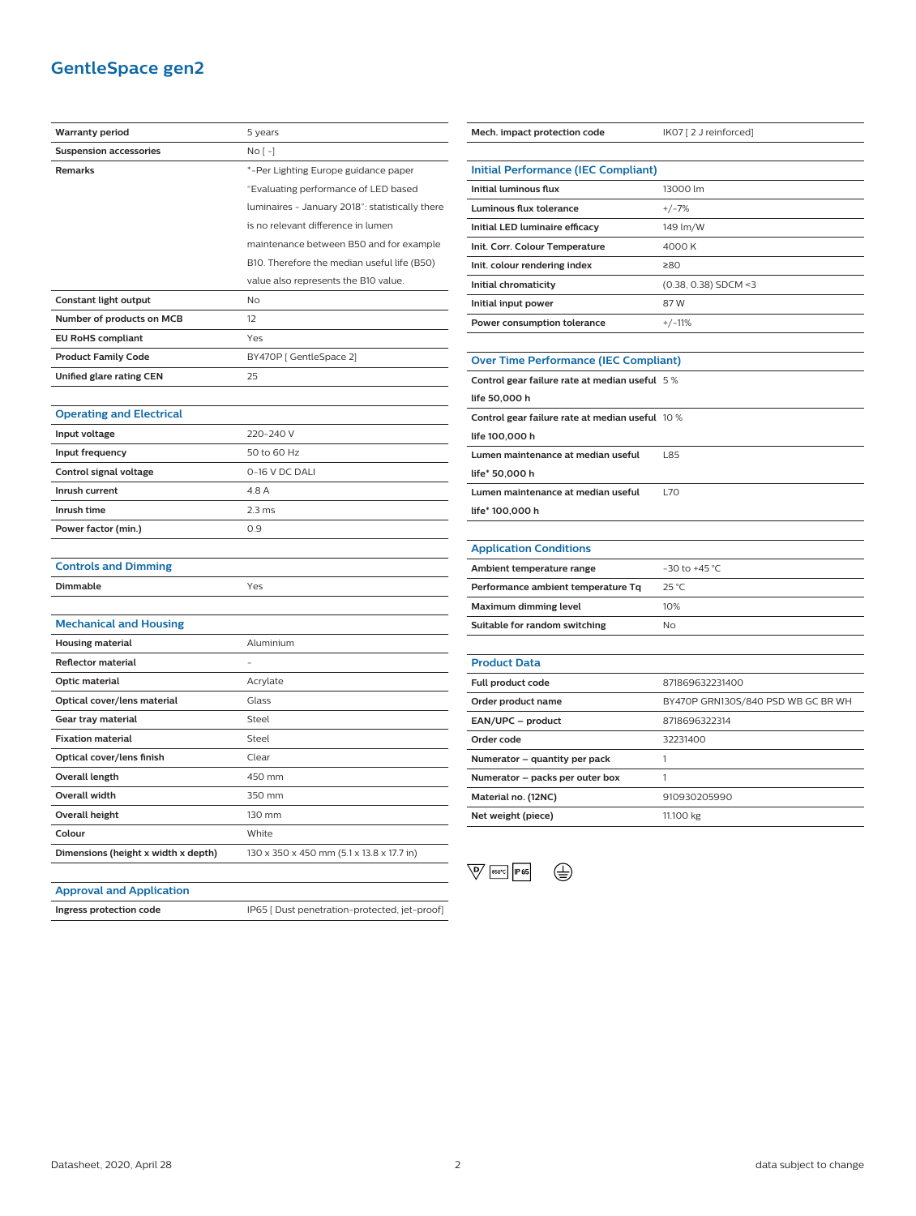# GentleSpace gen2

| | |
|---|---|
| **Warranty period** | 5 years |
| **Suspension accessories** | No [ - ] |
| **Remarks** | *-Per Lighting Europe guidance paper "Evaluating performance of LED based luminaires - January 2018": statistically there is no relevant difference in lumen maintenance between B50 and for example B10. Therefore the median useful life (B50) value also represents the B10 value. |
| **Constant light output** | No |
| **Number of products on MCB** | 12 |
| **EU RoHS compliant** | Yes |
| **Product Family Code** | BY470P [ GentleSpace 2] |
| **Unified glare rating CEN** | 25 |

## Operating and Electrical

| | |
|---|---|
| **Input voltage** | 220-240 V |
| **Input frequency** | 50 to 60 Hz |
| **Control signal voltage** | 0-16 V DC DALI |
| **Inrush current** | 4.8 A |
| **Inrush time** | 2.3 ms |
| **Power factor (min.)** | 0.9 |

## Controls and Dimming

| | |
|---|---|
| **Dimmable** | Yes |

## Mechanical and Housing

| | |
|---|---|
| **Housing material** | Aluminium |
| **Reflector material** | - |
| **Optic material** | Acrylate |
| **Optical cover/lens material** | Glass |
| **Gear tray material** | Steel |
| **Fixation material** | Steel |
| **Optical cover/lens finish** | Clear |
| **Overall length** | 450 mm |
| **Overall width** | 350 mm |
| **Overall height** | 130 mm |
| **Colour** | White |
| **Dimensions (height x width x depth)** | 130 x 350 x 450 mm (5.1 x 13.8 x 17.7 in) |

## Approval and Application

| | |
|---|---|
| **Ingress protection code** | IP65 [ Dust penetration-protected, jet-proof] |
| **Mech. impact protection code** | IK07 [ 2 J reinforced] |

## Initial Performance (IEC Compliant)

| | |
|---|---|
| **Initial luminous flux** | 13000 lm |
| **Luminous flux tolerance** | +/-7% |
| **Initial LED luminaire efficacy** | 149 lm/W |
| **Init. Corr. Colour Temperature** | 4000 K |
| **Init. colour rendering index** | ≥80 |
| **Initial chromaticity** | (0.38, 0.38) SDCM <3 |
| **Initial input power** | 87 W |
| **Power consumption tolerance** | +/-11% |

## Over Time Performance (IEC Compliant)

| | |
|---|---|
| **Control gear failure rate at median useful life 50,000 h** | 5 % |
| **Control gear failure rate at median useful life 100,000 h** | 10 % |
| **Lumen maintenance at median useful life* 50,000 h** | L85 |
| **Lumen maintenance at median useful life* 100,000 h** | L70 |

## Application Conditions

| | |
|---|---|
| **Ambient temperature range** | -30 to +45 °C |
| **Performance ambient temperature Tq** | 25 °C |
| **Maximum dimming level** | 10% |
| **Suitable for random switching** | No |

## Product Data

| | |
|---|---|
| **Full product code** | 871869632231400 |
| **Order product name** | BY470P GRN130S/840 PSD WB GC BR WH |
| **EAN/UPC – product** | 8718696322314 |
| **Order code** | 32231400 |
| **Numerator – quantity per pack** | 1 |
| **Numerator – packs per outer box** | 1 |
| **Material no. (12NC)** | 910930205990 |
| **Net weight (piece)** | 11.100 kg |

D 850°C IP65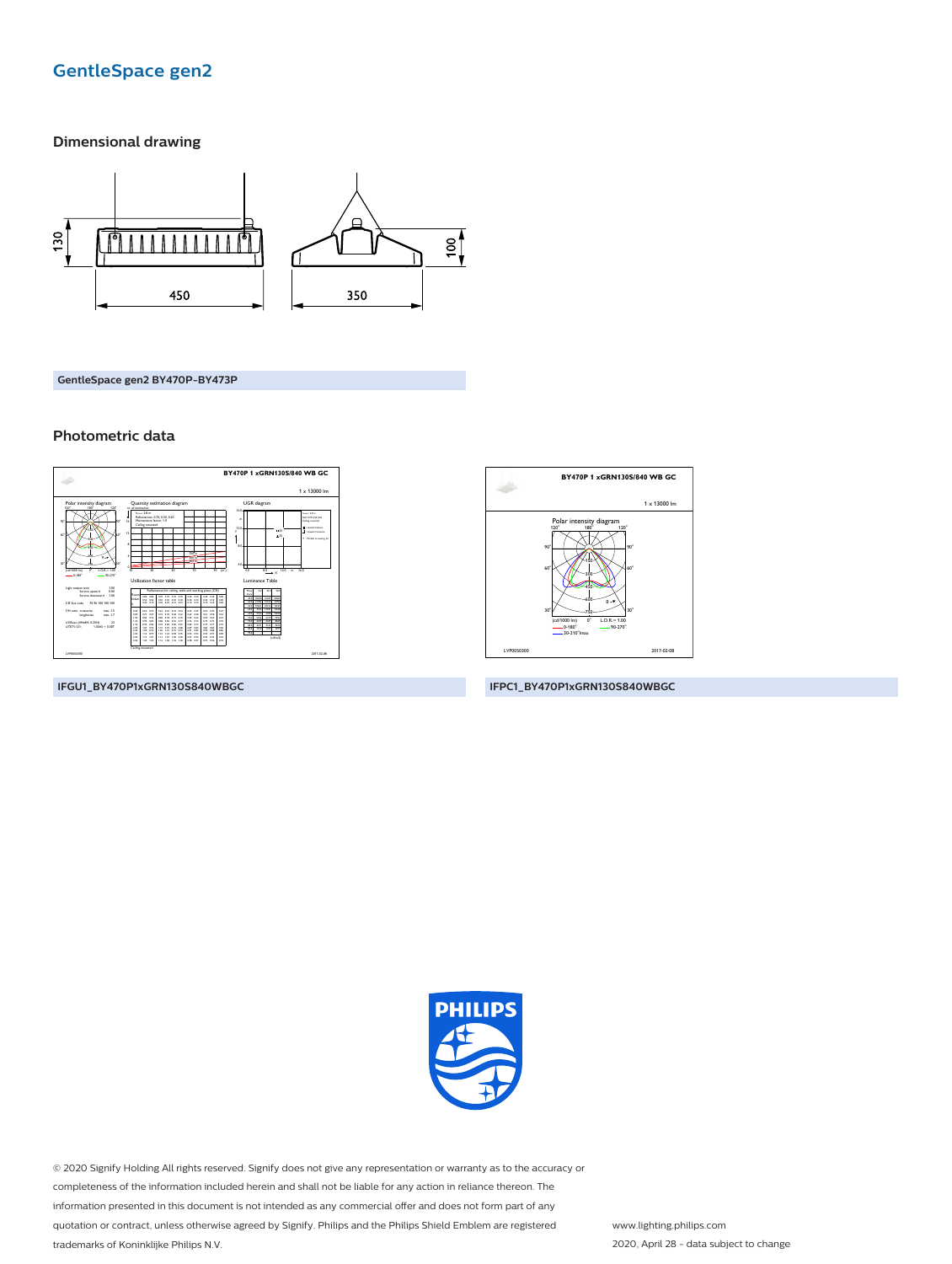## GentleSpace gen2

### Dimensional drawing

130

450

350

100

GentleSpace gen2 BY470P-BY473P

### Photometric data

BY470P 1 xGRN130S/840 WB GC

1 x 13000 lm

IFGU1_BY470P1xGRN130S840WBGC

BY470P 1 xGRN130S/840 WB GC

1 x 13000 lm

Polar intensity diagram

(cd/1000 lm) L.O.R.= 1.00

0-180°

90-270°

90-210°Imax

LVP0050300 2017-02-08

IFPC1_BY470P1xGRN130S840WBGC

© 2020 Signify Holding All rights reserved. Signify does not give any representation or warranty as to the accuracy or completeness of the information included herein and shall not be liable for any action in reliance thereon. The information presented in this document is not intended as any commercial offer and does not form part of any quotation or contract, unless otherwise agreed by Signify. Philips and the Philips Shield Emblem are registered trademarks of Koninklijke Philips N.V.

www.lighting.philips.com

2020, April 28 - data subject to change